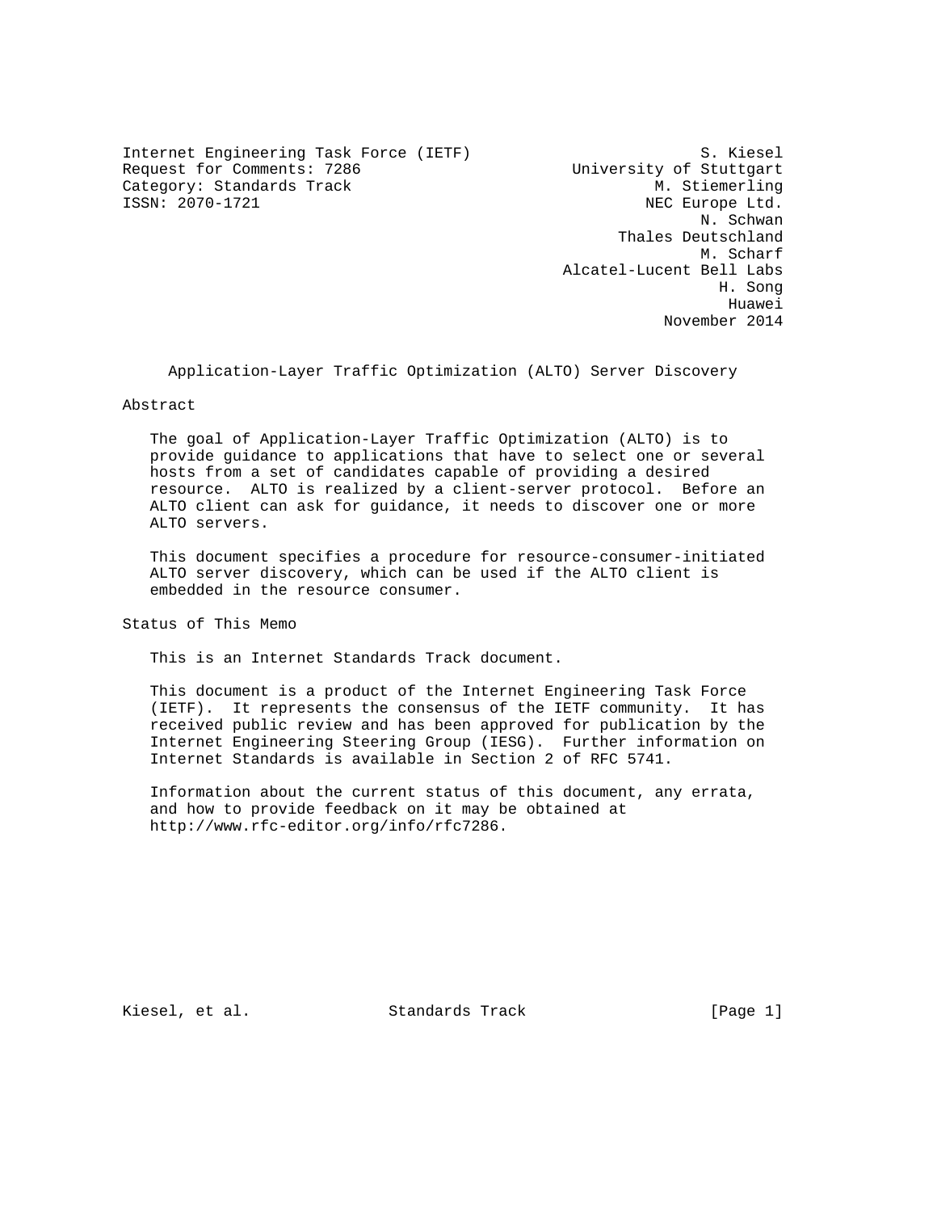Internet Engineering Task Force (IETF) S. Kiesel
Request for Comments: 7286 University of Stuttgart
Category: Standards Track M. Stiemerling
ISSN: 2070-1721 NEC Europe Ltd.
N. Schwan
Thales Deutschland
M. Scharf
Alcatel-Lucent Bell Labs
H. Song
Huawei
November 2014

# Application-Layer Traffic Optimization (ALTO) Server Discovery

## Abstract

The goal of Application-Layer Traffic Optimization (ALTO) is to provide guidance to applications that have to select one or several hosts from a set of candidates capable of providing a desired resource. ALTO is realized by a client-server protocol. Before an ALTO client can ask for guidance, it needs to discover one or more ALTO servers.

This document specifies a procedure for resource-consumer-initiated ALTO server discovery, which can be used if the ALTO client is embedded in the resource consumer.

## Status of This Memo

This is an Internet Standards Track document.

This document is a product of the Internet Engineering Task Force (IETF). It represents the consensus of the IETF community. It has received public review and has been approved for publication by the Internet Engineering Steering Group (IESG). Further information on Internet Standards is available in Section 2 of RFC 5741.

Information about the current status of this document, any errata, and how to provide feedback on it may be obtained at http://www.rfc-editor.org/info/rfc7286.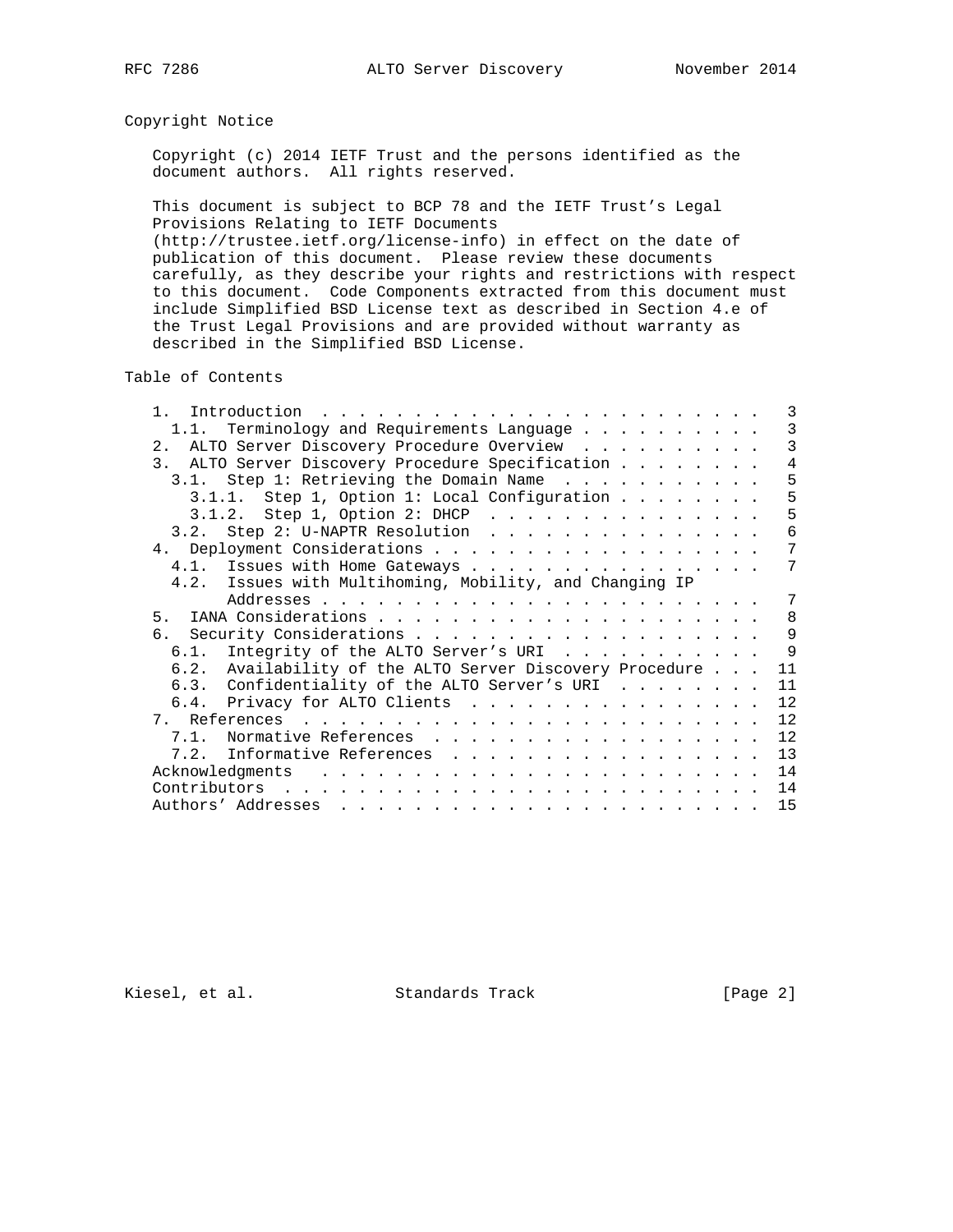## Copyright Notice

Copyright (c) 2014 IETF Trust and the persons identified as the document authors. All rights reserved.

This document is subject to BCP 78 and the IETF Trust's Legal Provisions Relating to IETF Documents (http://trustee.ietf.org/license-info) in effect on the date of publication of this document. Please review these documents carefully, as they describe your rights and restrictions with respect to this document. Code Components extracted from this document must include Simplified BSD License text as described in Section 4.e of the Trust Legal Provisions and are provided without warranty as described in the Simplified BSD License.

## Table of Contents

```
   1.  Introduction . . . . . . . . . . . . . . . . . . . . . . . .   3
     1.1.  Terminology and Requirements Language . . . . . . . . . .   3
   2.  ALTO Server Discovery Procedure Overview  . . . . . . . . . .   3
   3.  ALTO Server Discovery Procedure Specification . . . . . . . .   4
     3.1.  Step 1: Retrieving the Domain Name  . . . . . . . . . . .   5
       3.1.1.  Step 1, Option 1: Local Configuration . . . . . . . .   5
       3.1.2.  Step 1, Option 2: DHCP  . . . . . . . . . . . . . . .   5
     3.2.  Step 2: U-NAPTR Resolution  . . . . . . . . . . . . . . .   6
   4.  Deployment Considerations . . . . . . . . . . . . . . . . . .   7
     4.1.  Issues with Home Gateways . . . . . . . . . . . . . . . .   7
     4.2.  Issues with Multihoming, Mobility, and Changing IP
           Addresses . . . . . . . . . . . . . . . . . . . . . . . .   7
   5.  IANA Considerations . . . . . . . . . . . . . . . . . . . . .   8
   6.  Security Considerations . . . . . . . . . . . . . . . . . . .   9
     6.1.  Integrity of the ALTO Server's URI  . . . . . . . . . . .   9
     6.2.  Availability of the ALTO Server Discovery Procedure . . .  11
     6.3.  Confidentiality of the ALTO Server's URI  . . . . . . . .  11
     6.4.  Privacy for ALTO Clients  . . . . . . . . . . . . . . . .  12
   7.  References  . . . . . . . . . . . . . . . . . . . . . . . . .  12
     7.1.  Normative References  . . . . . . . . . . . . . . . . . .  12
     7.2.  Informative References  . . . . . . . . . . . . . . . . .  13
   Acknowledgments . . . . . . . . . . . . . . . . . . . . . . . . .  14
   Contributors  . . . . . . . . . . . . . . . . . . . . . . . . . .  14
   Authors' Addresses  . . . . . . . . . . . . . . . . . . . . . . .  15
```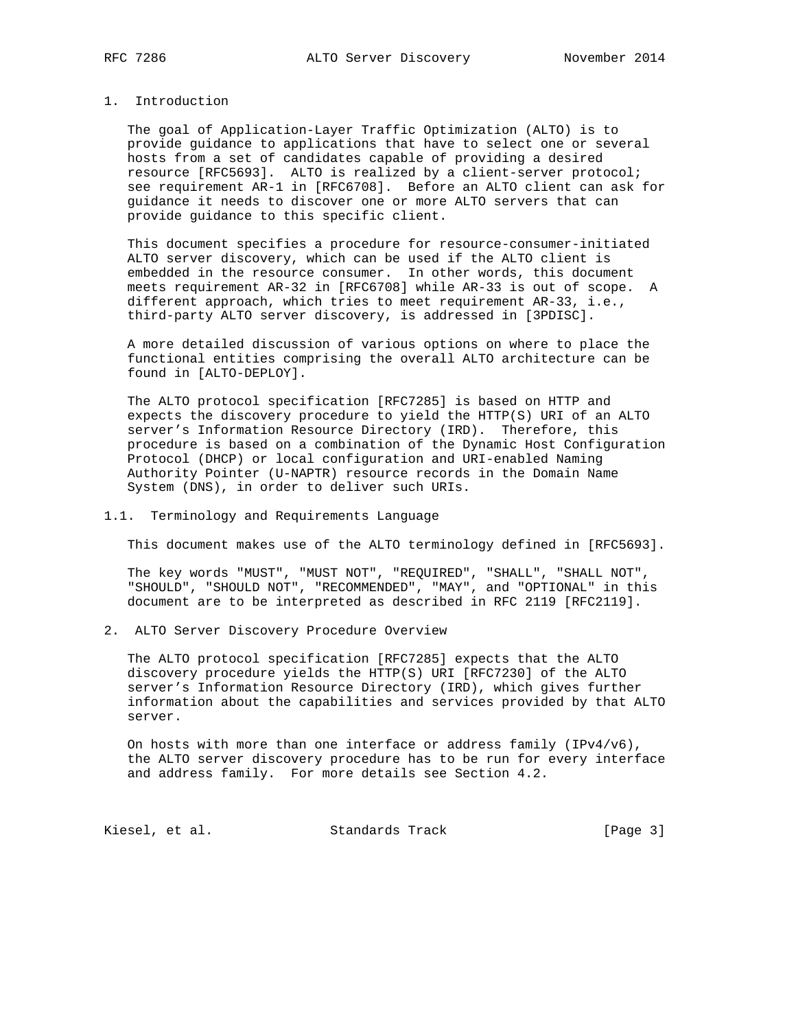# 1. Introduction

The goal of Application-Layer Traffic Optimization (ALTO) is to provide guidance to applications that have to select one or several hosts from a set of candidates capable of providing a desired resource [RFC5693]. ALTO is realized by a client-server protocol; see requirement AR-1 in [RFC6708]. Before an ALTO client can ask for guidance it needs to discover one or more ALTO servers that can provide guidance to this specific client.

This document specifies a procedure for resource-consumer-initiated ALTO server discovery, which can be used if the ALTO client is embedded in the resource consumer. In other words, this document meets requirement AR-32 in [RFC6708] while AR-33 is out of scope. A different approach, which tries to meet requirement AR-33, i.e., third-party ALTO server discovery, is addressed in [3PDISC].

A more detailed discussion of various options on where to place the functional entities comprising the overall ALTO architecture can be found in [ALTO-DEPLOY].

The ALTO protocol specification [RFC7285] is based on HTTP and expects the discovery procedure to yield the HTTP(S) URI of an ALTO server's Information Resource Directory (IRD). Therefore, this procedure is based on a combination of the Dynamic Host Configuration Protocol (DHCP) or local configuration and URI-enabled Naming Authority Pointer (U-NAPTR) resource records in the Domain Name System (DNS), in order to deliver such URIs.

## 1.1. Terminology and Requirements Language

This document makes use of the ALTO terminology defined in [RFC5693].

The key words "MUST", "MUST NOT", "REQUIRED", "SHALL", "SHALL NOT", "SHOULD", "SHOULD NOT", "RECOMMENDED", "MAY", and "OPTIONAL" in this document are to be interpreted as described in RFC 2119 [RFC2119].

# 2. ALTO Server Discovery Procedure Overview

The ALTO protocol specification [RFC7285] expects that the ALTO discovery procedure yields the HTTP(S) URI [RFC7230] of the ALTO server's Information Resource Directory (IRD), which gives further information about the capabilities and services provided by that ALTO server.

On hosts with more than one interface or address family (IPv4/v6), the ALTO server discovery procedure has to be run for every interface and address family. For more details see Section 4.2.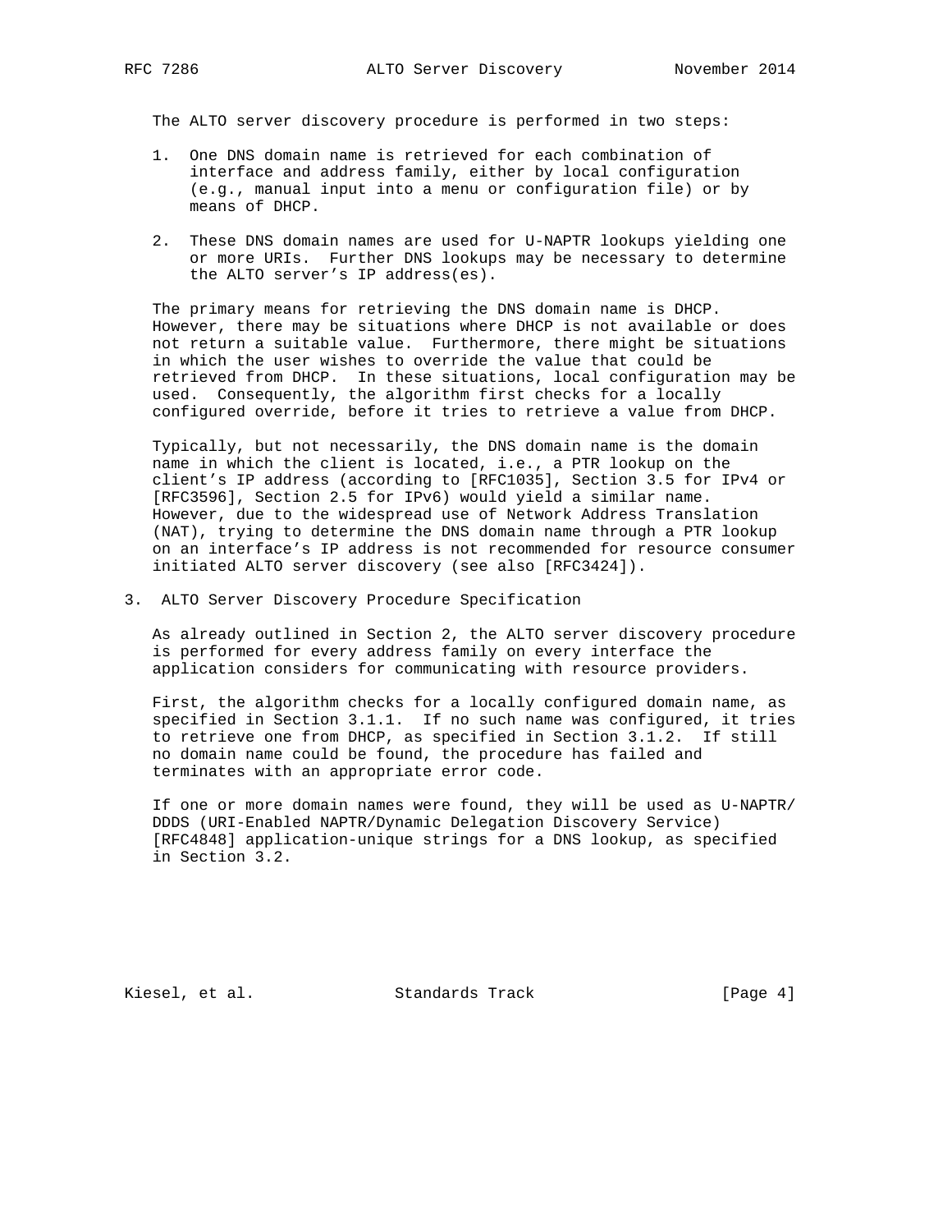The ALTO server discovery procedure is performed in two steps:

1. One DNS domain name is retrieved for each combination of interface and address family, either by local configuration (e.g., manual input into a menu or configuration file) or by means of DHCP.

2. These DNS domain names are used for U-NAPTR lookups yielding one or more URIs. Further DNS lookups may be necessary to determine the ALTO server's IP address(es).

The primary means for retrieving the DNS domain name is DHCP. However, there may be situations where DHCP is not available or does not return a suitable value. Furthermore, there might be situations in which the user wishes to override the value that could be retrieved from DHCP. In these situations, local configuration may be used. Consequently, the algorithm first checks for a locally configured override, before it tries to retrieve a value from DHCP.

Typically, but not necessarily, the DNS domain name is the domain name in which the client is located, i.e., a PTR lookup on the client's IP address (according to [RFC1035], Section 3.5 for IPv4 or [RFC3596], Section 2.5 for IPv6) would yield a similar name. However, due to the widespread use of Network Address Translation (NAT), trying to determine the DNS domain name through a PTR lookup on an interface's IP address is not recommended for resource consumer initiated ALTO server discovery (see also [RFC3424]).

## 3. ALTO Server Discovery Procedure Specification

As already outlined in Section 2, the ALTO server discovery procedure is performed for every address family on every interface the application considers for communicating with resource providers.

First, the algorithm checks for a locally configured domain name, as specified in Section 3.1.1. If no such name was configured, it tries to retrieve one from DHCP, as specified in Section 3.1.2. If still no domain name could be found, the procedure has failed and terminates with an appropriate error code.

If one or more domain names were found, they will be used as U-NAPTR/DDDS (URI-Enabled NAPTR/Dynamic Delegation Discovery Service) [RFC4848] application-unique strings for a DNS lookup, as specified in Section 3.2.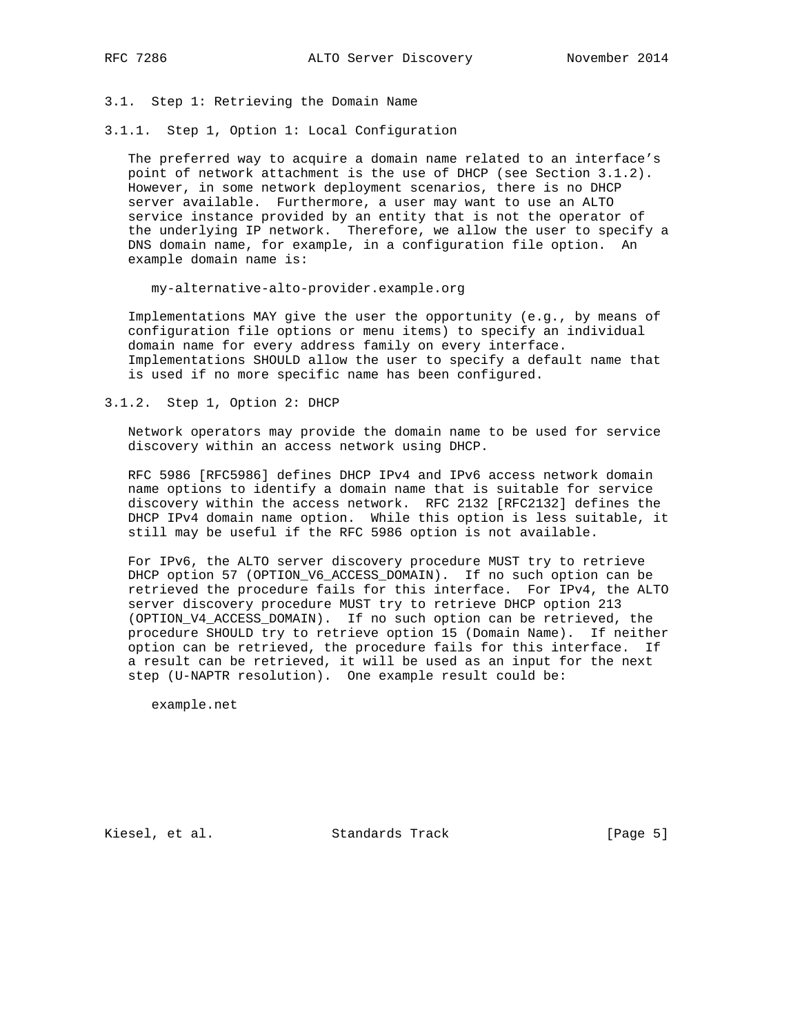### 3.1. Step 1: Retrieving the Domain Name

#### 3.1.1. Step 1, Option 1: Local Configuration

The preferred way to acquire a domain name related to an interface's point of network attachment is the use of DHCP (see Section 3.1.2). However, in some network deployment scenarios, there is no DHCP server available. Furthermore, a user may want to use an ALTO service instance provided by an entity that is not the operator of the underlying IP network. Therefore, we allow the user to specify a DNS domain name, for example, in a configuration file option. An example domain name is:

```
my-alternative-alto-provider.example.org
```

Implementations MAY give the user the opportunity (e.g., by means of configuration file options or menu items) to specify an individual domain name for every address family on every interface. Implementations SHOULD allow the user to specify a default name that is used if no more specific name has been configured.

#### 3.1.2. Step 1, Option 2: DHCP

Network operators may provide the domain name to be used for service discovery within an access network using DHCP.

RFC 5986 [RFC5986] defines DHCP IPv4 and IPv6 access network domain name options to identify a domain name that is suitable for service discovery within the access network. RFC 2132 [RFC2132] defines the DHCP IPv4 domain name option. While this option is less suitable, it still may be useful if the RFC 5986 option is not available.

For IPv6, the ALTO server discovery procedure MUST try to retrieve DHCP option 57 (OPTION_V6_ACCESS_DOMAIN). If no such option can be retrieved the procedure fails for this interface. For IPv4, the ALTO server discovery procedure MUST try to retrieve DHCP option 213 (OPTION_V4_ACCESS_DOMAIN). If no such option can be retrieved, the procedure SHOULD try to retrieve option 15 (Domain Name). If neither option can be retrieved, the procedure fails for this interface. If a result can be retrieved, it will be used as an input for the next step (U-NAPTR resolution). One example result could be:

```
example.net
```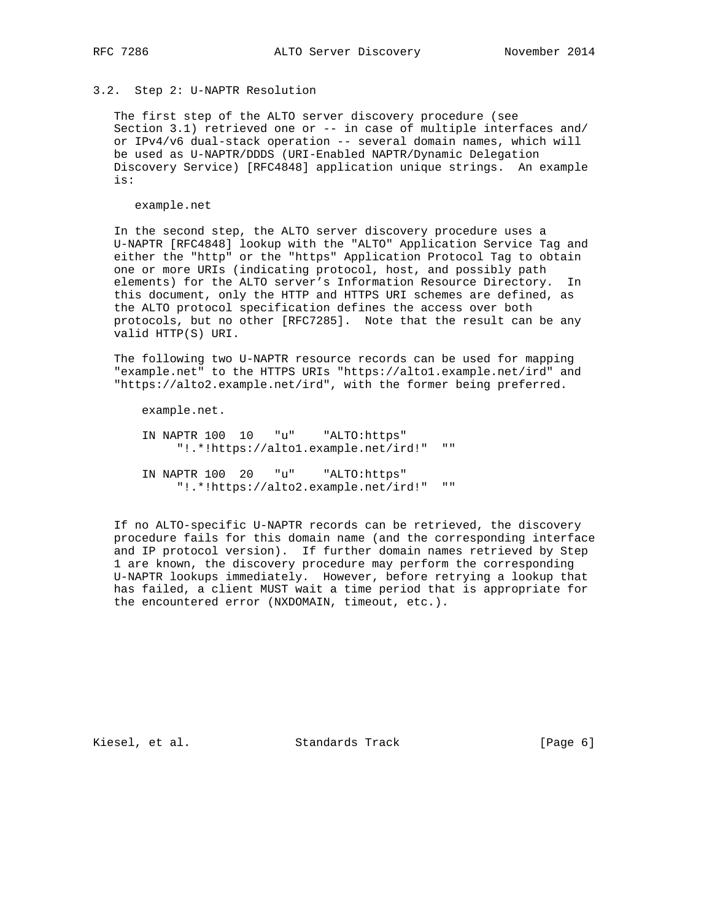### 3.2. Step 2: U-NAPTR Resolution

The first step of the ALTO server discovery procedure (see Section 3.1) retrieved one or -- in case of multiple interfaces and/ or IPv4/v6 dual-stack operation -- several domain names, which will be used as U-NAPTR/DDDS (URI-Enabled NAPTR/Dynamic Delegation Discovery Service) [RFC4848] application unique strings. An example is:

```
example.net
```

In the second step, the ALTO server discovery procedure uses a U-NAPTR [RFC4848] lookup with the "ALTO" Application Service Tag and either the "http" or the "https" Application Protocol Tag to obtain one or more URIs (indicating protocol, host, and possibly path elements) for the ALTO server's Information Resource Directory. In this document, only the HTTP and HTTPS URI schemes are defined, as the ALTO protocol specification defines the access over both protocols, but no other [RFC7285]. Note that the result can be any valid HTTP(S) URI.

The following two U-NAPTR resource records can be used for mapping "example.net" to the HTTPS URIs "https://alto1.example.net/ird" and "https://alto2.example.net/ird", with the former being preferred.

```
example.net.

IN NAPTR 100  10   "u"    "ALTO:https"
     "!.*!https://alto1.example.net/ird!"  ""

IN NAPTR 100  20   "u"    "ALTO:https"
     "!.*!https://alto2.example.net/ird!"  ""
```

If no ALTO-specific U-NAPTR records can be retrieved, the discovery procedure fails for this domain name (and the corresponding interface and IP protocol version). If further domain names retrieved by Step 1 are known, the discovery procedure may perform the corresponding U-NAPTR lookups immediately. However, before retrying a lookup that has failed, a client MUST wait a time period that is appropriate for the encountered error (NXDOMAIN, timeout, etc.).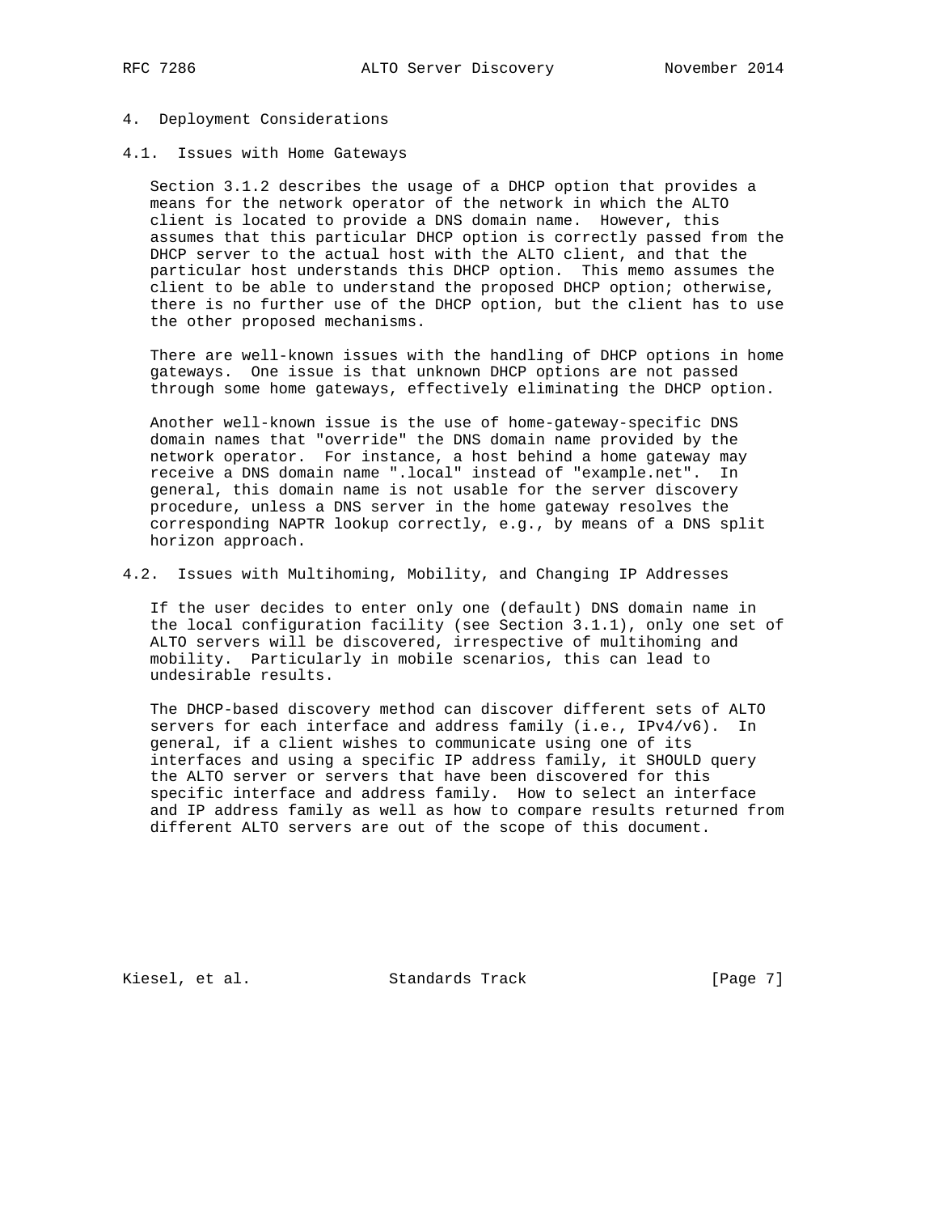# 4. Deployment Considerations

## 4.1. Issues with Home Gateways

Section 3.1.2 describes the usage of a DHCP option that provides a means for the network operator of the network in which the ALTO client is located to provide a DNS domain name. However, this assumes that this particular DHCP option is correctly passed from the DHCP server to the actual host with the ALTO client, and that the particular host understands this DHCP option. This memo assumes the client to be able to understand the proposed DHCP option; otherwise, there is no further use of the DHCP option, but the client has to use the other proposed mechanisms.

There are well-known issues with the handling of DHCP options in home gateways. One issue is that unknown DHCP options are not passed through some home gateways, effectively eliminating the DHCP option.

Another well-known issue is the use of home-gateway-specific DNS domain names that "override" the DNS domain name provided by the network operator. For instance, a host behind a home gateway may receive a DNS domain name ".local" instead of "example.net". In general, this domain name is not usable for the server discovery procedure, unless a DNS server in the home gateway resolves the corresponding NAPTR lookup correctly, e.g., by means of a DNS split horizon approach.

## 4.2. Issues with Multihoming, Mobility, and Changing IP Addresses

If the user decides to enter only one (default) DNS domain name in the local configuration facility (see Section 3.1.1), only one set of ALTO servers will be discovered, irrespective of multihoming and mobility. Particularly in mobile scenarios, this can lead to undesirable results.

The DHCP-based discovery method can discover different sets of ALTO servers for each interface and address family (i.e., IPv4/v6). In general, if a client wishes to communicate using one of its interfaces and using a specific IP address family, it SHOULD query the ALTO server or servers that have been discovered for this specific interface and address family. How to select an interface and IP address family as well as how to compare results returned from different ALTO servers are out of the scope of this document.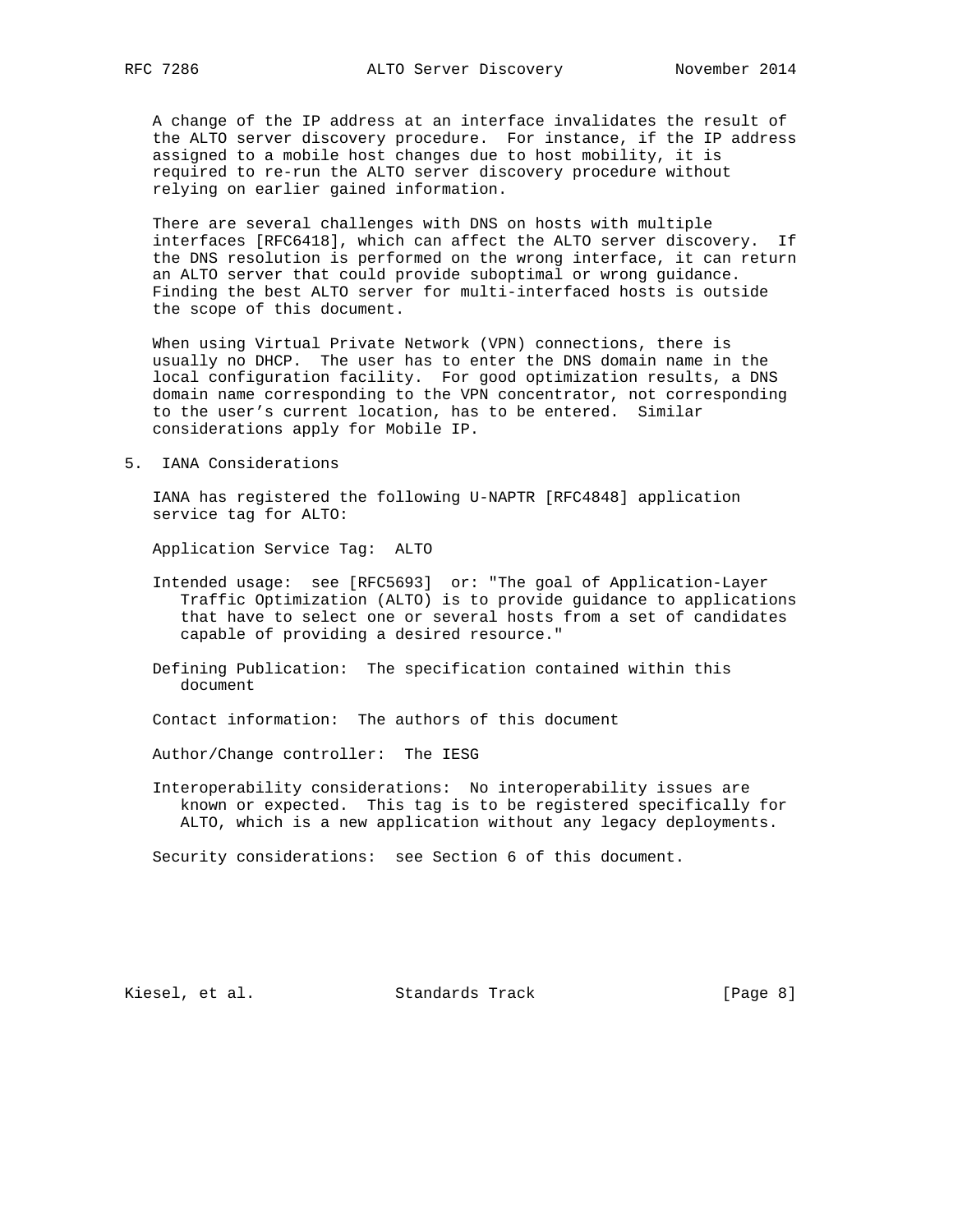A change of the IP address at an interface invalidates the result of the ALTO server discovery procedure. For instance, if the IP address assigned to a mobile host changes due to host mobility, it is required to re-run the ALTO server discovery procedure without relying on earlier gained information.

There are several challenges with DNS on hosts with multiple interfaces [RFC6418], which can affect the ALTO server discovery. If the DNS resolution is performed on the wrong interface, it can return an ALTO server that could provide suboptimal or wrong guidance. Finding the best ALTO server for multi-interfaced hosts is outside the scope of this document.

When using Virtual Private Network (VPN) connections, there is usually no DHCP. The user has to enter the DNS domain name in the local configuration facility. For good optimization results, a DNS domain name corresponding to the VPN concentrator, not corresponding to the user's current location, has to be entered. Similar considerations apply for Mobile IP.

## 5. IANA Considerations

IANA has registered the following U-NAPTR [RFC4848] application service tag for ALTO:

Application Service Tag: ALTO

Intended usage: see [RFC5693] or: "The goal of Application-Layer Traffic Optimization (ALTO) is to provide guidance to applications that have to select one or several hosts from a set of candidates capable of providing a desired resource."

Defining Publication: The specification contained within this document

Contact information: The authors of this document

Author/Change controller: The IESG

Interoperability considerations: No interoperability issues are known or expected. This tag is to be registered specifically for ALTO, which is a new application without any legacy deployments.

Security considerations: see Section 6 of this document.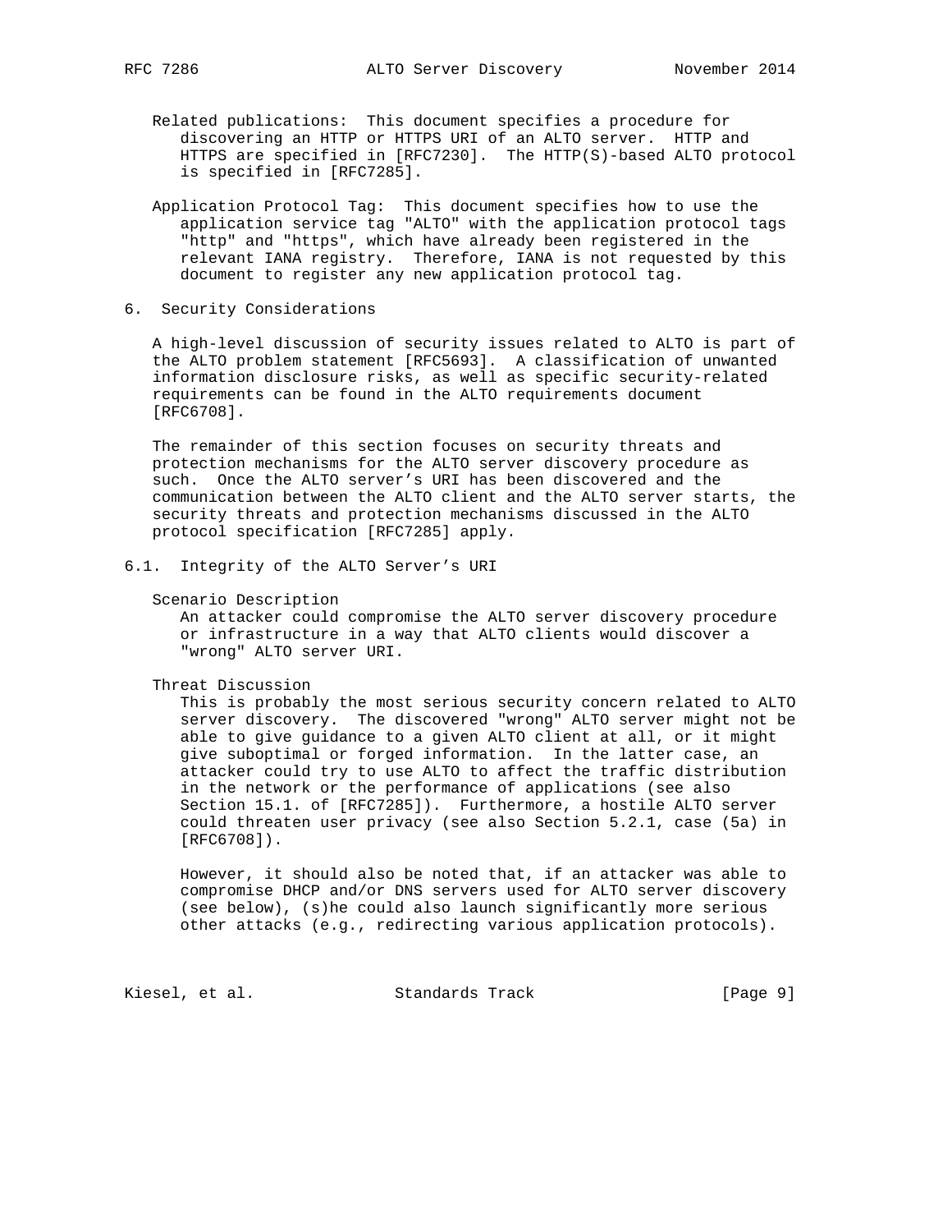Related publications: This document specifies a procedure for discovering an HTTP or HTTPS URI of an ALTO server. HTTP and HTTPS are specified in [RFC7230]. The HTTP(S)-based ALTO protocol is specified in [RFC7285].

Application Protocol Tag: This document specifies how to use the application service tag "ALTO" with the application protocol tags "http" and "https", which have already been registered in the relevant IANA registry. Therefore, IANA is not requested by this document to register any new application protocol tag.

## 6. Security Considerations

A high-level discussion of security issues related to ALTO is part of the ALTO problem statement [RFC5693]. A classification of unwanted information disclosure risks, as well as specific security-related requirements can be found in the ALTO requirements document [RFC6708].

The remainder of this section focuses on security threats and protection mechanisms for the ALTO server discovery procedure as such. Once the ALTO server's URI has been discovered and the communication between the ALTO client and the ALTO server starts, the security threats and protection mechanisms discussed in the ALTO protocol specification [RFC7285] apply.

### 6.1. Integrity of the ALTO Server's URI

Scenario Description

An attacker could compromise the ALTO server discovery procedure or infrastructure in a way that ALTO clients would discover a "wrong" ALTO server URI.

Threat Discussion

This is probably the most serious security concern related to ALTO server discovery. The discovered "wrong" ALTO server might not be able to give guidance to a given ALTO client at all, or it might give suboptimal or forged information. In the latter case, an attacker could try to use ALTO to affect the traffic distribution in the network or the performance of applications (see also Section 15.1. of [RFC7285]). Furthermore, a hostile ALTO server could threaten user privacy (see also Section 5.2.1, case (5a) in [RFC6708]).

However, it should also be noted that, if an attacker was able to compromise DHCP and/or DNS servers used for ALTO server discovery (see below), (s)he could also launch significantly more serious other attacks (e.g., redirecting various application protocols).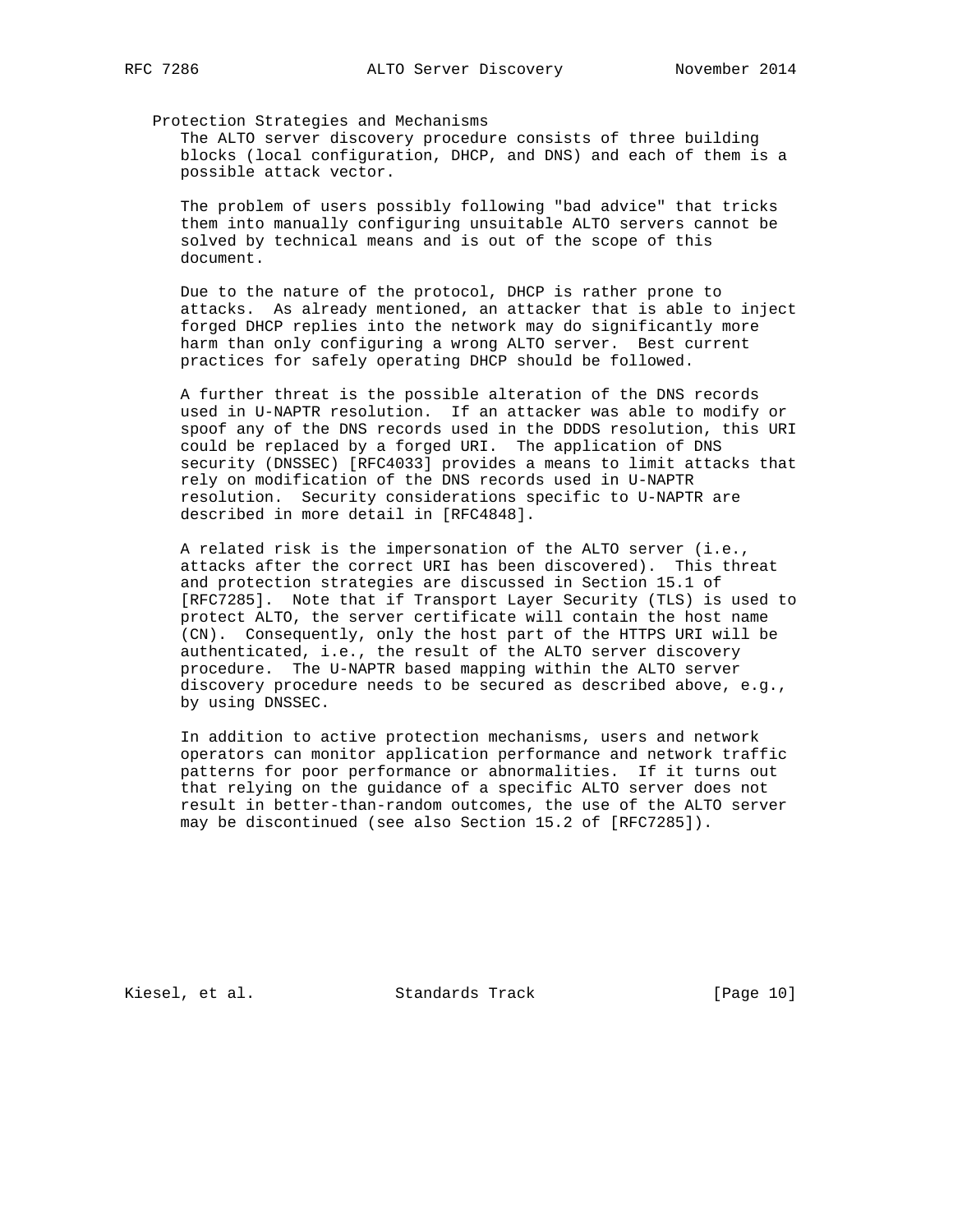### Protection Strategies and Mechanisms

The ALTO server discovery procedure consists of three building blocks (local configuration, DHCP, and DNS) and each of them is a possible attack vector.

The problem of users possibly following "bad advice" that tricks them into manually configuring unsuitable ALTO servers cannot be solved by technical means and is out of the scope of this document.

Due to the nature of the protocol, DHCP is rather prone to attacks. As already mentioned, an attacker that is able to inject forged DHCP replies into the network may do significantly more harm than only configuring a wrong ALTO server. Best current practices for safely operating DHCP should be followed.

A further threat is the possible alteration of the DNS records used in U-NAPTR resolution. If an attacker was able to modify or spoof any of the DNS records used in the DDDS resolution, this URI could be replaced by a forged URI. The application of DNS security (DNSSEC) [RFC4033] provides a means to limit attacks that rely on modification of the DNS records used in U-NAPTR resolution. Security considerations specific to U-NAPTR are described in more detail in [RFC4848].

A related risk is the impersonation of the ALTO server (i.e., attacks after the correct URI has been discovered). This threat and protection strategies are discussed in Section 15.1 of [RFC7285]. Note that if Transport Layer Security (TLS) is used to protect ALTO, the server certificate will contain the host name (CN). Consequently, only the host part of the HTTPS URI will be authenticated, i.e., the result of the ALTO server discovery procedure. The U-NAPTR based mapping within the ALTO server discovery procedure needs to be secured as described above, e.g., by using DNSSEC.

In addition to active protection mechanisms, users and network operators can monitor application performance and network traffic patterns for poor performance or abnormalities. If it turns out that relying on the guidance of a specific ALTO server does not result in better-than-random outcomes, the use of the ALTO server may be discontinued (see also Section 15.2 of [RFC7285]).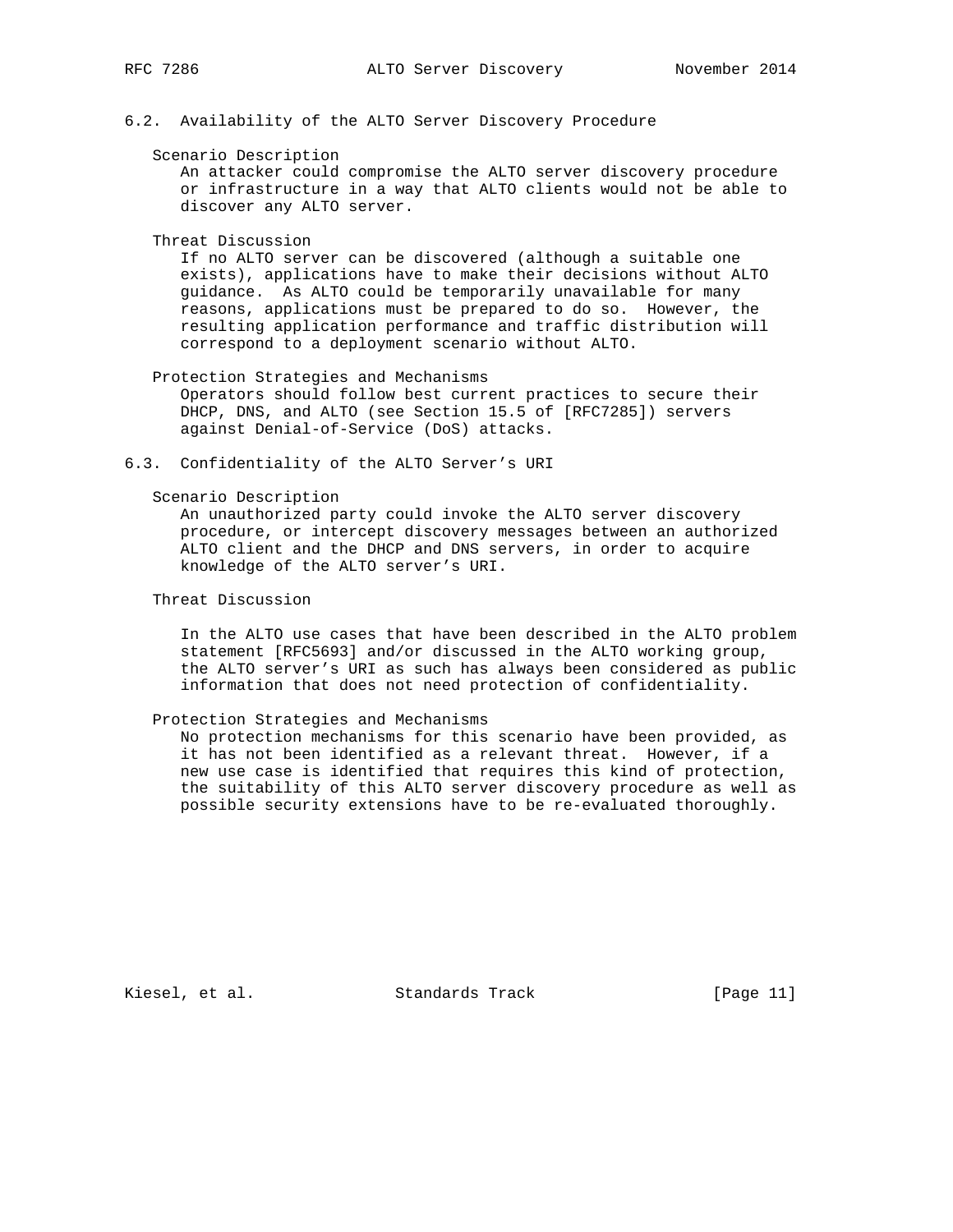### 6.2. Availability of the ALTO Server Discovery Procedure

Scenario Description

An attacker could compromise the ALTO server discovery procedure or infrastructure in a way that ALTO clients would not be able to discover any ALTO server.

Threat Discussion

If no ALTO server can be discovered (although a suitable one exists), applications have to make their decisions without ALTO guidance. As ALTO could be temporarily unavailable for many reasons, applications must be prepared to do so. However, the resulting application performance and traffic distribution will correspond to a deployment scenario without ALTO.

Protection Strategies and Mechanisms

Operators should follow best current practices to secure their DHCP, DNS, and ALTO (see Section 15.5 of [RFC7285]) servers against Denial-of-Service (DoS) attacks.

### 6.3. Confidentiality of the ALTO Server's URI

Scenario Description

An unauthorized party could invoke the ALTO server discovery procedure, or intercept discovery messages between an authorized ALTO client and the DHCP and DNS servers, in order to acquire knowledge of the ALTO server's URI.

Threat Discussion

In the ALTO use cases that have been described in the ALTO problem statement [RFC5693] and/or discussed in the ALTO working group, the ALTO server's URI as such has always been considered as public information that does not need protection of confidentiality.

Protection Strategies and Mechanisms

No protection mechanisms for this scenario have been provided, as it has not been identified as a relevant threat. However, if a new use case is identified that requires this kind of protection, the suitability of this ALTO server discovery procedure as well as possible security extensions have to be re-evaluated thoroughly.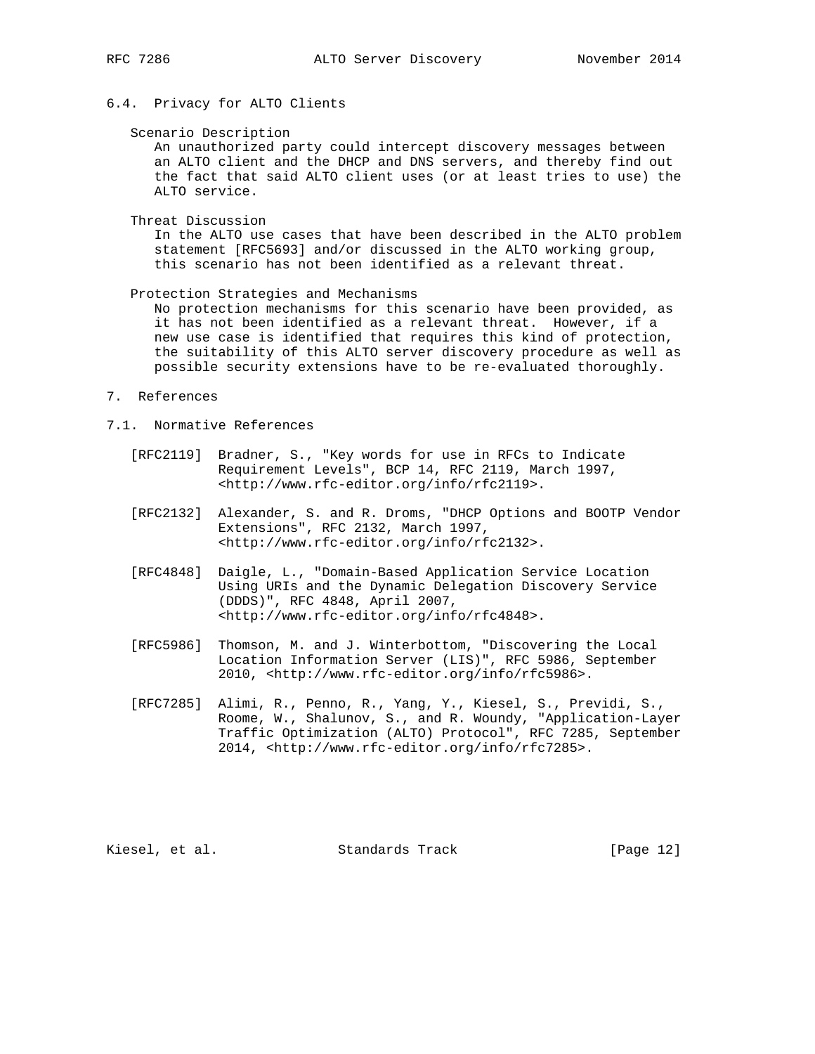### 6.4. Privacy for ALTO Clients

Scenario Description

An unauthorized party could intercept discovery messages between an ALTO client and the DHCP and DNS servers, and thereby find out the fact that said ALTO client uses (or at least tries to use) the ALTO service.

Threat Discussion

In the ALTO use cases that have been described in the ALTO problem statement [RFC5693] and/or discussed in the ALTO working group, this scenario has not been identified as a relevant threat.

Protection Strategies and Mechanisms

No protection mechanisms for this scenario have been provided, as it has not been identified as a relevant threat. However, if a new use case is identified that requires this kind of protection, the suitability of this ALTO server discovery procedure as well as possible security extensions have to be re-evaluated thoroughly.

## 7. References

### 7.1. Normative References

[RFC2119] Bradner, S., "Key words for use in RFCs to Indicate Requirement Levels", BCP 14, RFC 2119, March 1997, <http://www.rfc-editor.org/info/rfc2119>.

[RFC2132] Alexander, S. and R. Droms, "DHCP Options and BOOTP Vendor Extensions", RFC 2132, March 1997, <http://www.rfc-editor.org/info/rfc2132>.

[RFC4848] Daigle, L., "Domain-Based Application Service Location Using URIs and the Dynamic Delegation Discovery Service (DDDS)", RFC 4848, April 2007, <http://www.rfc-editor.org/info/rfc4848>.

[RFC5986] Thomson, M. and J. Winterbottom, "Discovering the Local Location Information Server (LIS)", RFC 5986, September 2010, <http://www.rfc-editor.org/info/rfc5986>.

[RFC7285] Alimi, R., Penno, R., Yang, Y., Kiesel, S., Previdi, S., Roome, W., Shalunov, S., and R. Woundy, "Application-Layer Traffic Optimization (ALTO) Protocol", RFC 7285, September 2014, <http://www.rfc-editor.org/info/rfc7285>.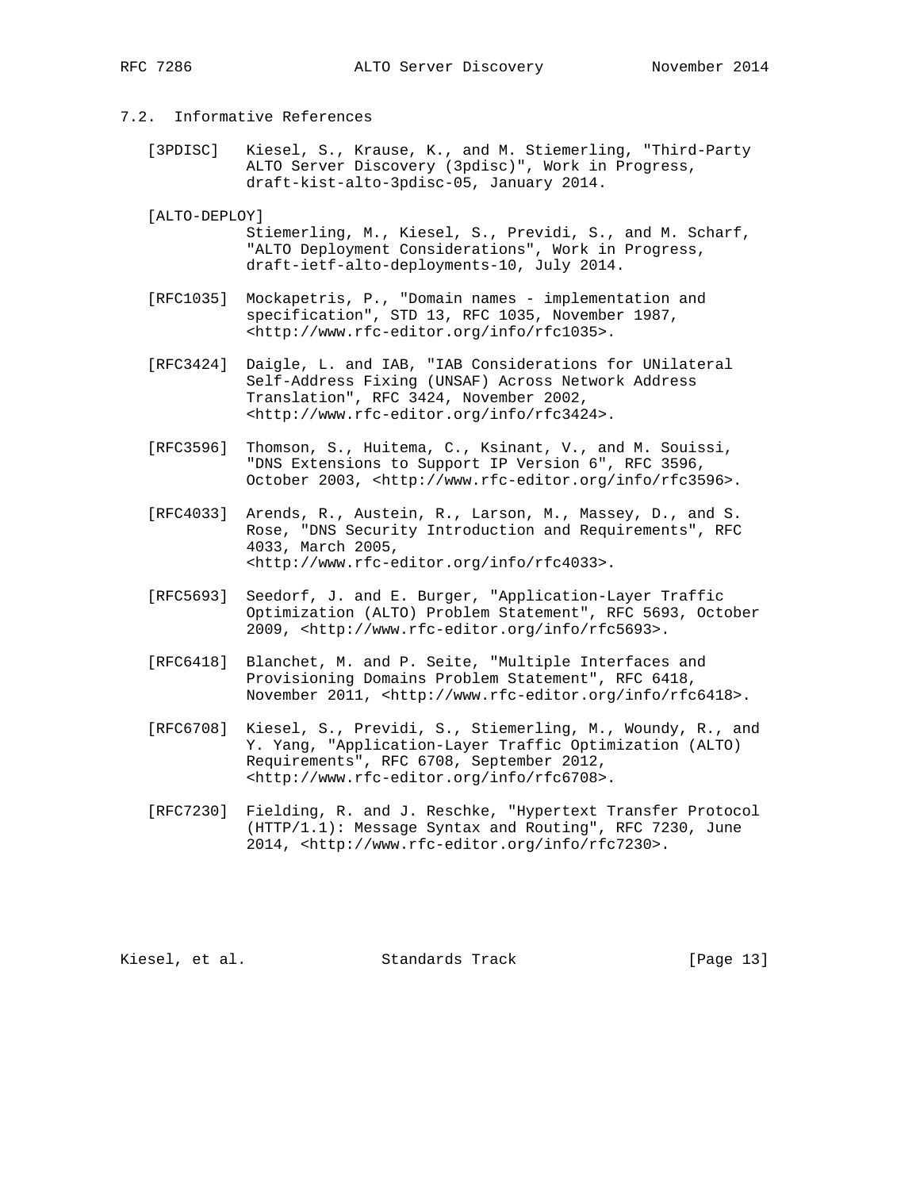### 7.2. Informative References

[3PDISC] Kiesel, S., Krause, K., and M. Stiemerling, "Third-Party ALTO Server Discovery (3pdisc)", Work in Progress, draft-kist-alto-3pdisc-05, January 2014.

[ALTO-DEPLOY] Stiemerling, M., Kiesel, S., Previdi, S., and M. Scharf, "ALTO Deployment Considerations", Work in Progress, draft-ietf-alto-deployments-10, July 2014.

[RFC1035] Mockapetris, P., "Domain names - implementation and specification", STD 13, RFC 1035, November 1987, <http://www.rfc-editor.org/info/rfc1035>.

[RFC3424] Daigle, L. and IAB, "IAB Considerations for UNilateral Self-Address Fixing (UNSAF) Across Network Address Translation", RFC 3424, November 2002, <http://www.rfc-editor.org/info/rfc3424>.

[RFC3596] Thomson, S., Huitema, C., Ksinant, V., and M. Souissi, "DNS Extensions to Support IP Version 6", RFC 3596, October 2003, <http://www.rfc-editor.org/info/rfc3596>.

[RFC4033] Arends, R., Austein, R., Larson, M., Massey, D., and S. Rose, "DNS Security Introduction and Requirements", RFC 4033, March 2005, <http://www.rfc-editor.org/info/rfc4033>.

[RFC5693] Seedorf, J. and E. Burger, "Application-Layer Traffic Optimization (ALTO) Problem Statement", RFC 5693, October 2009, <http://www.rfc-editor.org/info/rfc5693>.

[RFC6418] Blanchet, M. and P. Seite, "Multiple Interfaces and Provisioning Domains Problem Statement", RFC 6418, November 2011, <http://www.rfc-editor.org/info/rfc6418>.

[RFC6708] Kiesel, S., Previdi, S., Stiemerling, M., Woundy, R., and Y. Yang, "Application-Layer Traffic Optimization (ALTO) Requirements", RFC 6708, September 2012, <http://www.rfc-editor.org/info/rfc6708>.

[RFC7230] Fielding, R. and J. Reschke, "Hypertext Transfer Protocol (HTTP/1.1): Message Syntax and Routing", RFC 7230, June 2014, <http://www.rfc-editor.org/info/rfc7230>.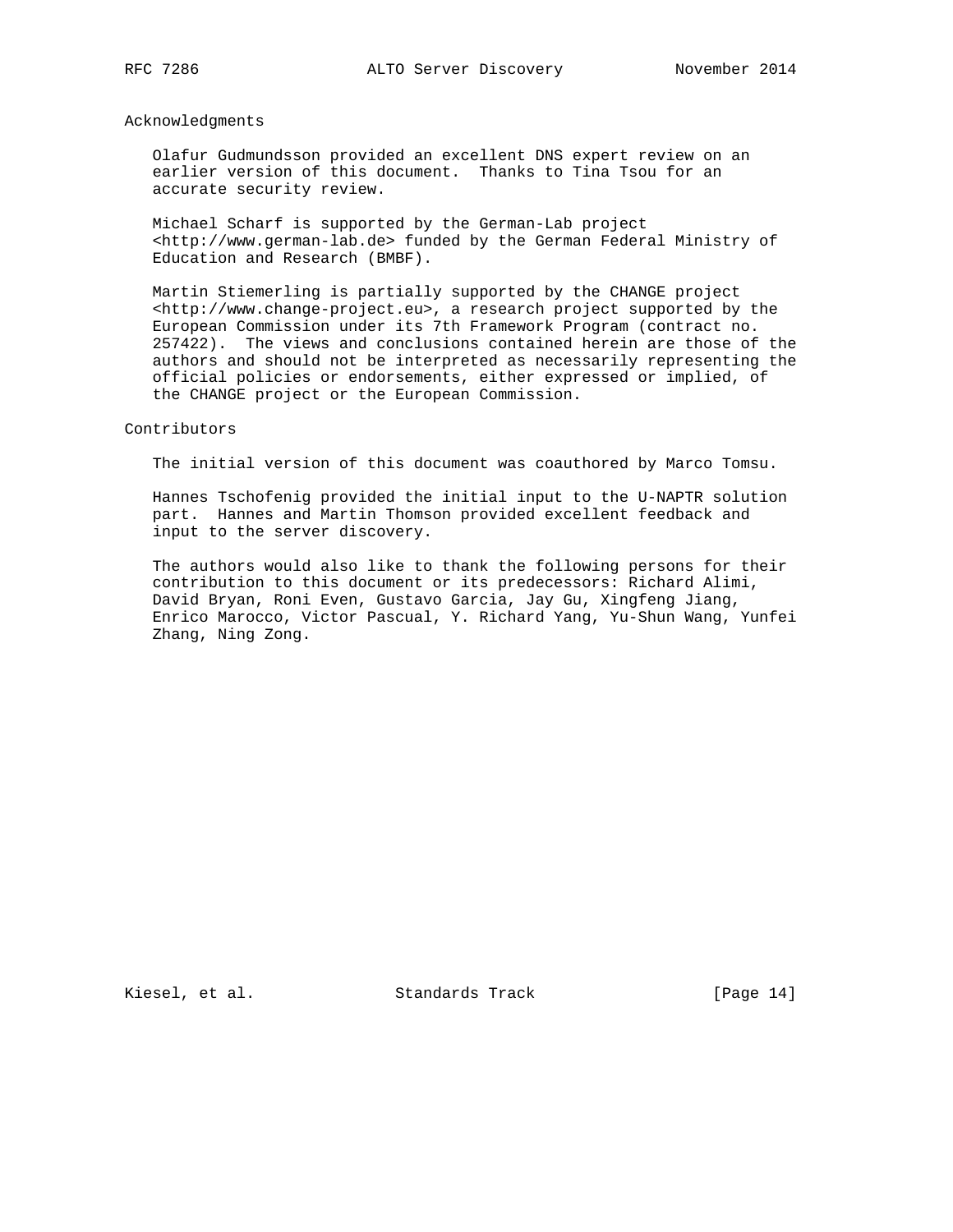## Acknowledgments

Olafur Gudmundsson provided an excellent DNS expert review on an earlier version of this document. Thanks to Tina Tsou for an accurate security review.

Michael Scharf is supported by the German-Lab project <http://www.german-lab.de> funded by the German Federal Ministry of Education and Research (BMBF).

Martin Stiemerling is partially supported by the CHANGE project <http://www.change-project.eu>, a research project supported by the European Commission under its 7th Framework Program (contract no. 257422). The views and conclusions contained herein are those of the authors and should not be interpreted as necessarily representing the official policies or endorsements, either expressed or implied, of the CHANGE project or the European Commission.

## Contributors

The initial version of this document was coauthored by Marco Tomsu.

Hannes Tschofenig provided the initial input to the U-NAPTR solution part. Hannes and Martin Thomson provided excellent feedback and input to the server discovery.

The authors would also like to thank the following persons for their contribution to this document or its predecessors: Richard Alimi, David Bryan, Roni Even, Gustavo Garcia, Jay Gu, Xingfeng Jiang, Enrico Marocco, Victor Pascual, Y. Richard Yang, Yu-Shun Wang, Yunfei Zhang, Ning Zong.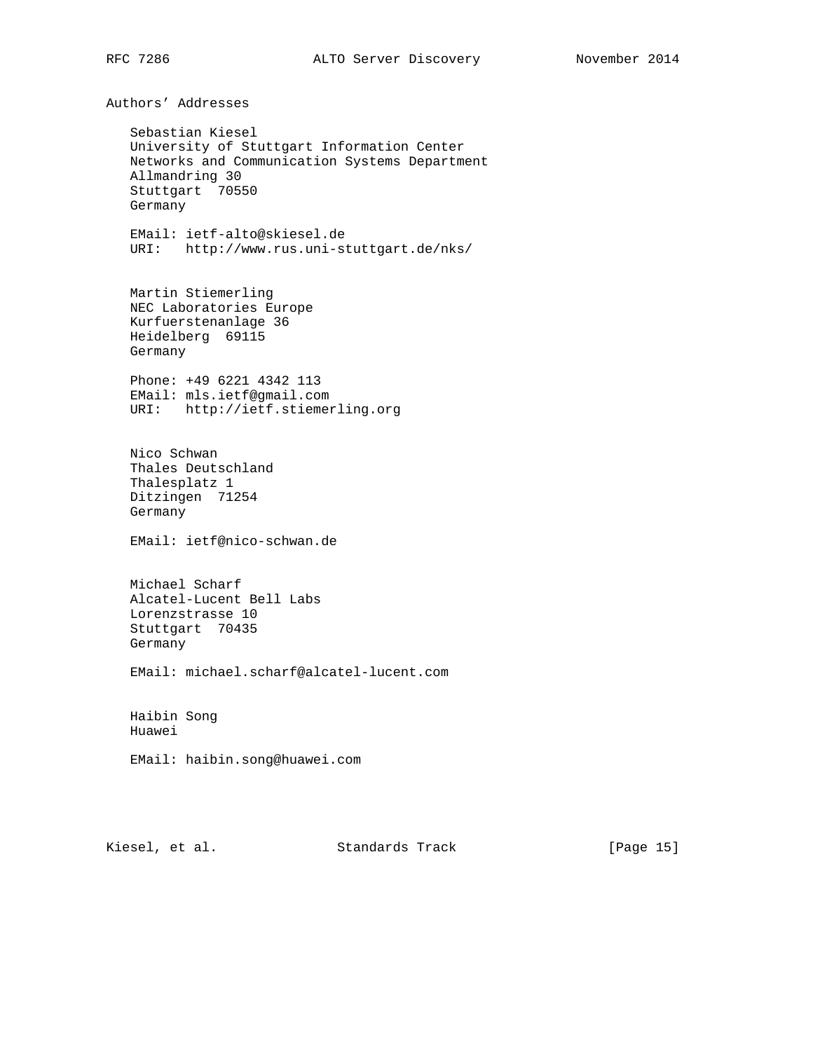## Authors' Addresses

Sebastian Kiesel
University of Stuttgart Information Center
Networks and Communication Systems Department
Allmandring 30
Stuttgart 70550
Germany

EMail: ietf-alto@skiesel.de
URI: http://www.rus.uni-stuttgart.de/nks/

Martin Stiemerling
NEC Laboratories Europe
Kurfuerstenanlage 36
Heidelberg 69115
Germany

Phone: +49 6221 4342 113
EMail: mls.ietf@gmail.com
URI: http://ietf.stiemerling.org

Nico Schwan
Thales Deutschland
Thalesplatz 1
Ditzingen 71254
Germany

EMail: ietf@nico-schwan.de

Michael Scharf
Alcatel-Lucent Bell Labs
Lorenzstrasse 10
Stuttgart 70435
Germany

EMail: michael.scharf@alcatel-lucent.com

Haibin Song
Huawei

EMail: haibin.song@huawei.com